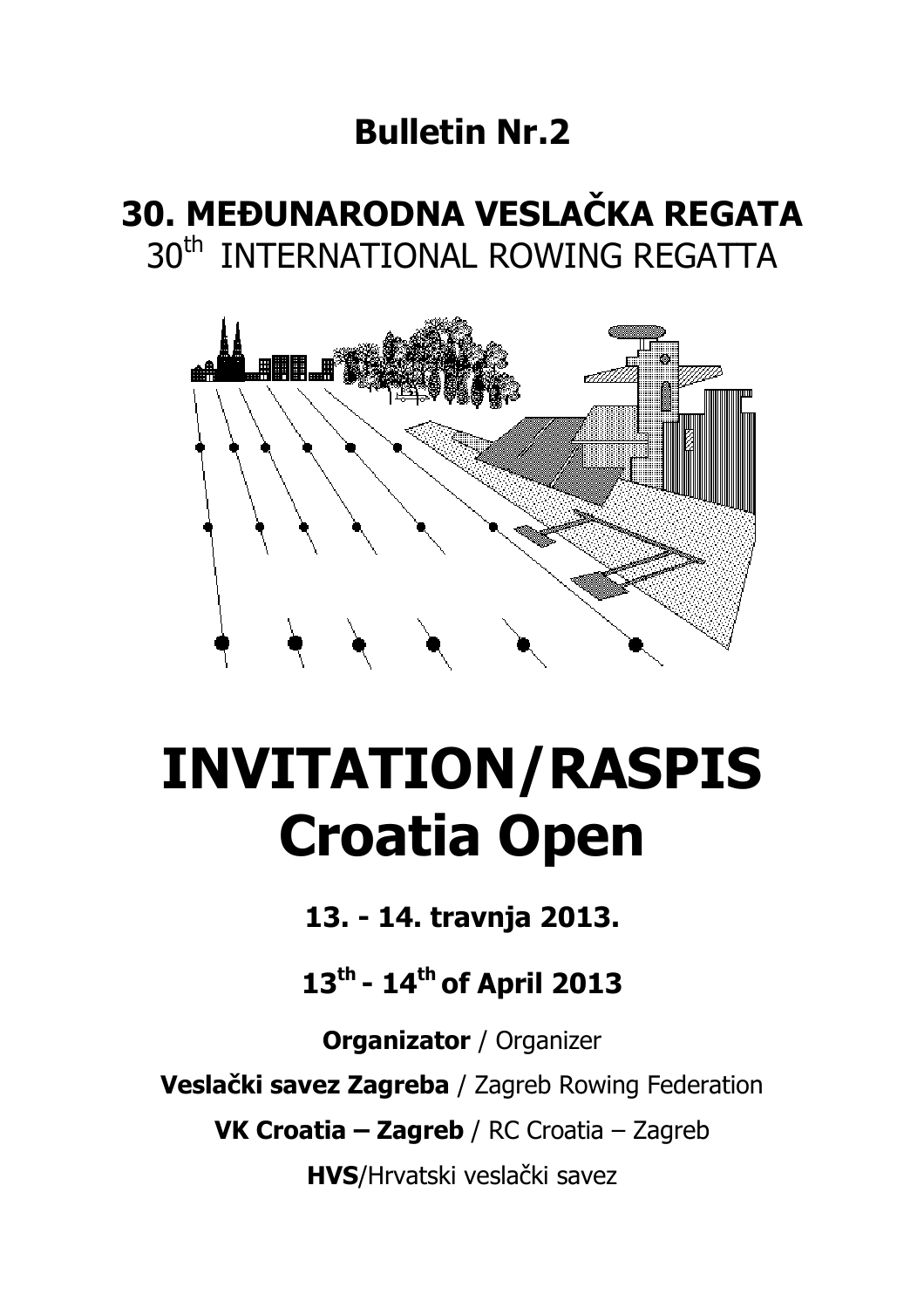# Bulletin Nr.2

## 30. MEĐUNARODNA VESLAČKA REGATA

30th INTERNATIONAL ROWING REGATTA

# INVITATION/RASPIS Croatia Open

**13. - 14. travnja 2013.**

**13th - 14th of April 2013**

**Organizator** / Organizer

**Veslački savez Zagreba** / Zagreb Rowing Federation

**VK Croatia – Zagreb** / RC Croatia – Zagreb

**HVS**/Hrvatski veslački savez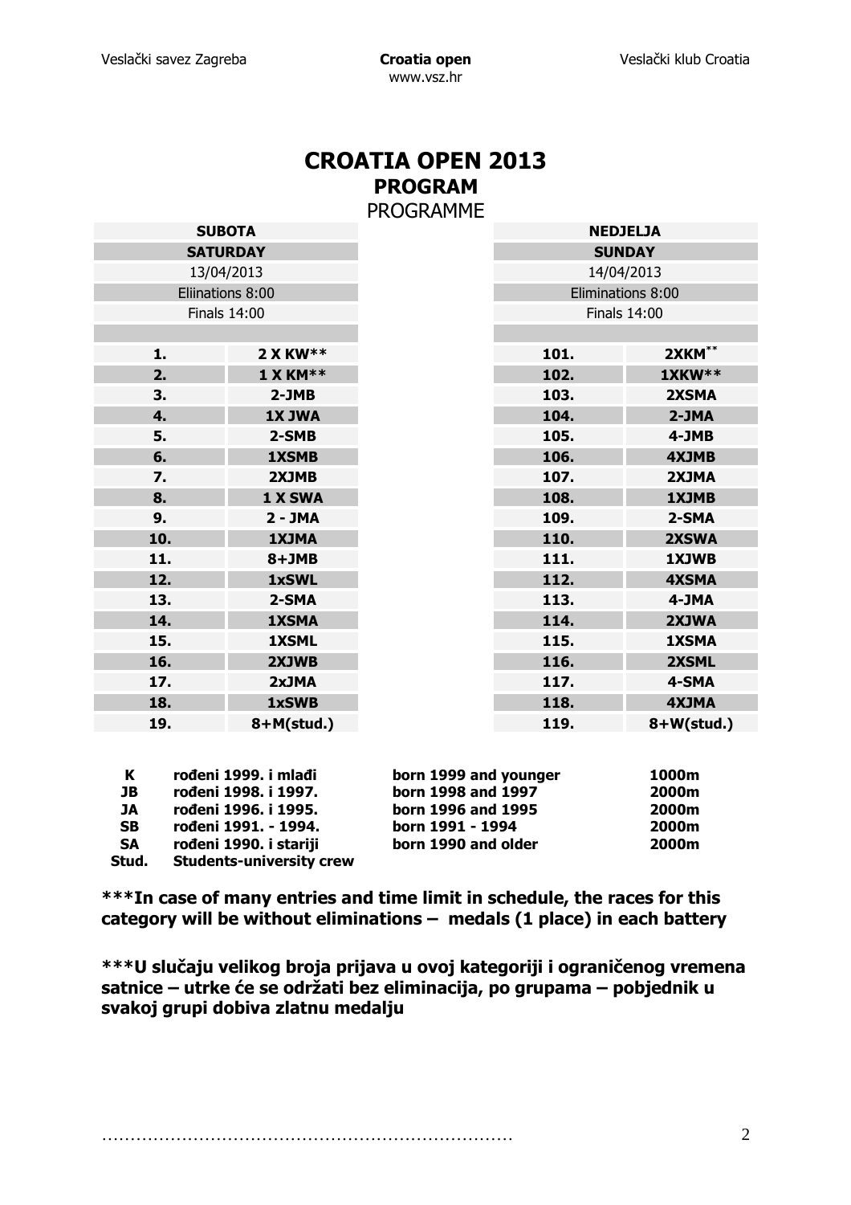# CROATIA OPEN 2013

## PROGRAM

PROGRAMME

| SUBOTA | | NEDJELJA | |
|---|---|---|---|
| SATURDAY | | SUNDAY | |
| 13/04/2013 | | 14/04/2013 | |
| Eliinations 8:00 | | Eliminations 8:00 | |
| Finals 14:00 | | Finals 14:00 | |
| | | | |
| 1. | 2 X KW** | 101. | 2XKM** |
| 2. | 1 X KM** | 102. | 1XKW** |
| 3. | 2-JMB | 103. | 2XSMA |
| 4. | 1X JWA | 104. | 2-JMA |
| 5. | 2-SMB | 105. | 4-JMB |
| 6. | 1XSMB | 106. | 4XJMB |
| 7. | 2XJMB | 107. | 2XJMA |
| 8. | 1 X SWA | 108. | 1XJMB |
| 9. | 2 - JMA | 109. | 2-SMA |
| 10. | 1XJMA | 110. | 2XSWA |
| 11. | 8+JMB | 111. | 1XJWB |
| 12. | 1xSWL | 112. | 4XSMA |
| 13. | 2-SMA | 113. | 4-JMA |
| 14. | 1XSMA | 114. | 2XJWA |
| 15. | 1XSML | 115. | 1XSMA |
| 16. | 2XJWB | 116. | 2XSML |
| 17. | 2xJMA | 117. | 4-SMA |
| 18. | 1xSWB | 118. | 4XJMA |
| 19. | 8+M(stud.) | 119. | 8+W(stud.) |

| | | | |
|---|---|---|---|
| **K** | **rođeni 1999. i mlađi** | **born 1999 and younger** | **1000m** |
| **JB** | **rođeni 1998. i 1997.** | **born 1998 and 1997** | **2000m** |
| **JA** | **rođeni 1996. i 1995.** | **born 1996 and 1995** | **2000m** |
| **SB** | **rođeni 1991. - 1994.** | **born 1991 - 1994** | **2000m** |
| **SA** | **rođeni 1990. i stariji** | **born 1990 and older** | **2000m** |
| **Stud.** | **Students-university crew** | | |

**\*\*\*In case of many entries and time limit in schedule, the races for this category will be without eliminations – medals (1 place) in each battery**

**\*\*\*U slučaju velikog broja prijava u ovoj kategoriji i ograničenog vremena satnice – utrke će se održati bez eliminacija, po grupama – pobjednik u svakoj grupi dobiva zlatnu medalju**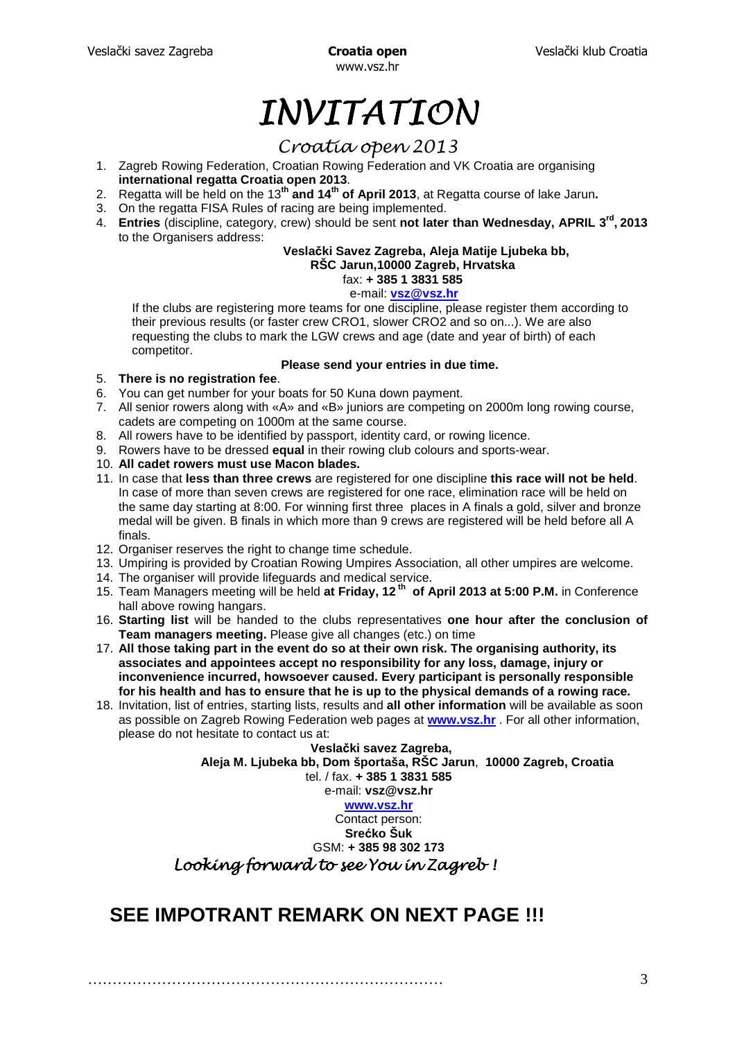# *INVITATION*

## *Croatia open 2013*

1. Zagreb Rowing Federation, Croatian Rowing Federation and VK Croatia are organising **international regatta Croatia open 2013**.
2. Regatta will be held on the 13th **and 14th of April 2013**, at Regatta course of lake Jarun**.**
3. On the regatta FISA Rules of racing are being implemented.
4. **Entries** (discipline, category, crew) should be sent **not later than Wednesday, APRIL 3rd, 2013** to the Organisers address:

   **Veslački Savez Zagreba, Aleja Matije Ljubeka bb,**
   **RŠC Jarun,10000 Zagreb, Hrvatska**
   fax: **+ 385 1 3831 585**
   e-mail: **vsz@vsz.hr**

   If the clubs are registering more teams for one discipline, please register them according to their previous results (or faster crew CRO1, slower CRO2 and so on...). We are also requesting the clubs to mark the LGW crews and age (date and year of birth) of each competitor.

   **Please send your entries in due time.**

5. **There is no registration fee**.
6. You can get number for your boats for 50 Kuna down payment.
7. All senior rowers along with «A» and «B» juniors are competing on 2000m long rowing course, cadets are competing on 1000m at the same course.
8. All rowers have to be identified by passport, identity card, or rowing licence.
9. Rowers have to be dressed **equal** in their rowing club colours and sports-wear.
10. **All cadet rowers must use Macon blades.**
11. In case that **less than three crews** are registered for one discipline **this race will not be held**. In case of more than seven crews are registered for one race, elimination race will be held on the same day starting at 8:00. For winning first three places in A finals a gold, silver and bronze medal will be given. B finals in which more than 9 crews are registered will be held before all A finals.
12. Organiser reserves the right to change time schedule.
13. Umpiring is provided by Croatian Rowing Umpires Association, all other umpires are welcome.
14. The organiser will provide lifeguards and medical service.
15. Team Managers meeting will be held **at Friday, 12th of April 2013 at 5:00 P.M.** in Conference hall above rowing hangars.
16. **Starting list** will be handed to the clubs representatives **one hour after the conclusion of Team managers meeting.** Please give all changes (etc.) on time
17. **All those taking part in the event do so at their own risk. The organising authority, its associates and appointees accept no responsibility for any loss, damage, injury or inconvenience incurred, howsoever caused. Every participant is personally responsible for his health and has to ensure that he is up to the physical demands of a rowing race.**
18. Invitation, list of entries, starting lists, results and **all other information** will be available as soon as possible on Zagreb Rowing Federation web pages at **www.vsz.hr** . For all other information, please do not hesitate to contact us at:

**Veslački savez Zagreba,**
**Aleja M. Ljubeka bb, Dom športaša, RŠC Jarun**, **10000 Zagreb, Croatia**
tel. / fax. **+ 385 1 3831 585**
e-mail: **vsz@vsz.hr**
**www.vsz.hr**
Contact person:
**Srećko Šuk**
GSM: **+ 385 98 302 173**

*Looking forward to see You in Zagreb !*

## SEE IMPOTRANT REMARK ON NEXT PAGE !!!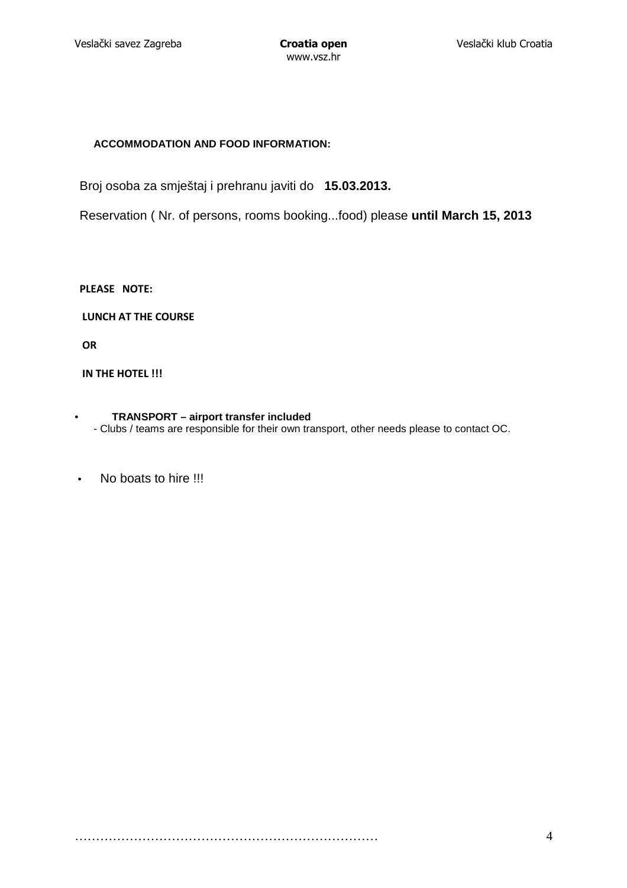**ACCOMMODATION AND FOOD INFORMATION:**

Broj osoba za smještaj i prehranu javiti do **15.03.2013.**

Reservation ( Nr. of persons, rooms booking...food) please **until March 15, 2013**

**PLEASE NOTE:**

**LUNCH AT THE COURSE**

**OR**

**IN THE HOTEL !!!**

- **TRANSPORT – airport transfer included**
  - Clubs / teams are responsible for their own transport, other needs please to contact OC.

- No boats to hire !!!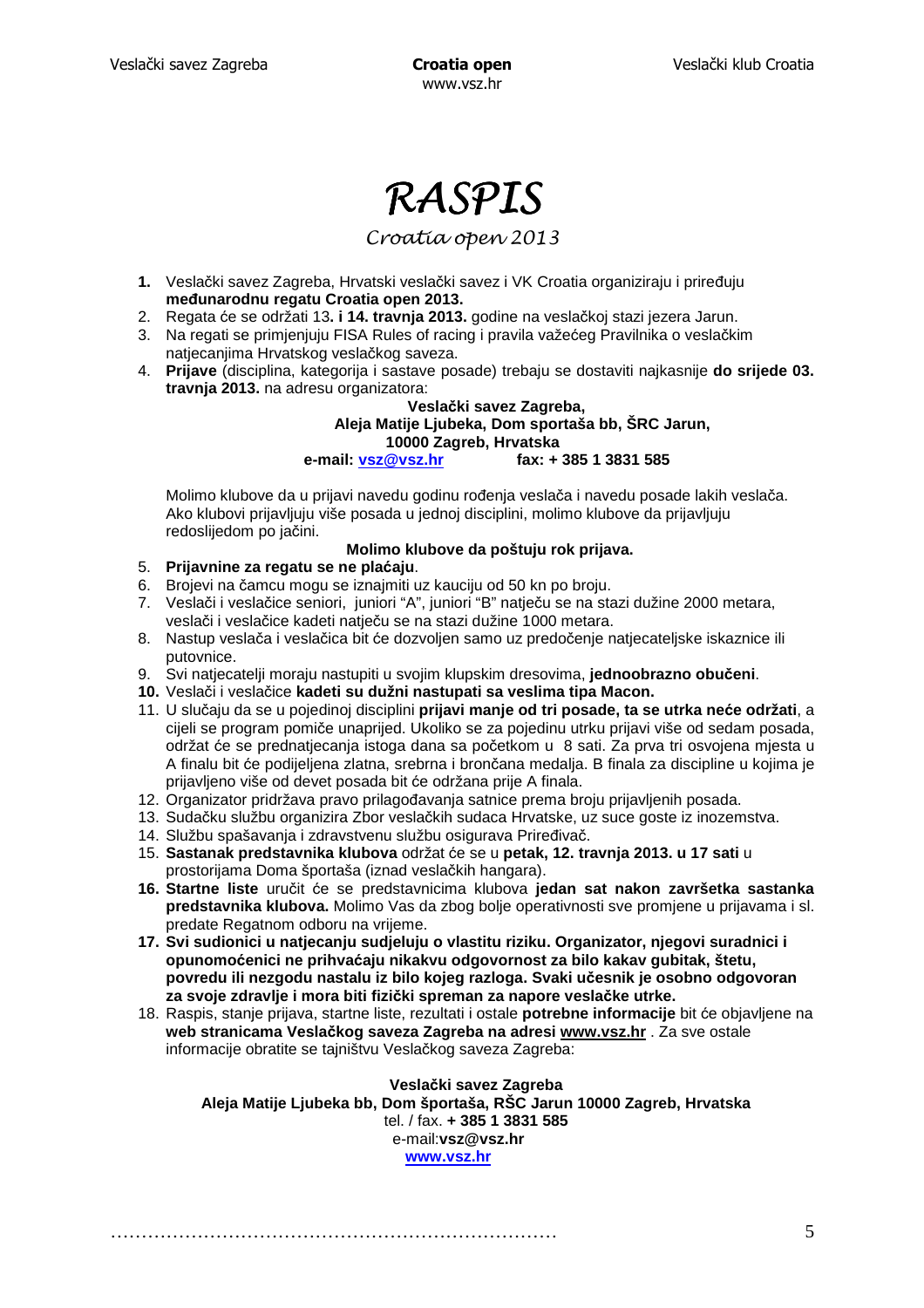# RASPIS

## Croatia open 2013

1. Veslački savez Zagreba, Hrvatski veslački savez i VK Croatia organiziraju i priređuju **međunarodnu regatu Croatia open 2013.**
2. Regata će se održati 13**. i 14. travnja 2013.** godine na veslačkoj stazi jezera Jarun.
3. Na regati se primjenjuju FISA Rules of racing i pravila važećeg Pravilnika o veslačkim natjecanjima Hrvatskog veslačkog saveza.
4. **Prijave** (disciplina, kategorija i sastave posade) trebaju se dostaviti najkasnije **do srijede 03. travnja 2013.** na adresu organizatora:

   **Veslački savez Zagreba,**
   **Aleja Matije Ljubeka, Dom sportaša bb, ŠRC Jarun,**
   **10000 Zagreb, Hrvatska**
   **e-mail: vsz@vsz.hr fax: + 385 1 3831 585**

   Molimo klubove da u prijavi navedu godinu rođenja veslača i navedu posade lakih veslača. Ako klubovi prijavljuju više posada u jednoj disciplini, molimo klubove da prijavljuju redoslijedom po jačini.

   **Molimo klubove da poštuju rok prijava.**

5. **Prijavnine za regatu se ne plaćaju**.
6. Brojevi na čamcu mogu se iznajmiti uz kauciju od 50 kn po broju.
7. Veslači i veslačice seniori, juniori "A", juniori "B" natječu se na stazi dužine 2000 metara, veslači i veslačice kadeti natječu se na stazi dužine 1000 metara.
8. Nastup veslača i veslačica bit će dozvoljen samo uz predočenje natjecateljske iskaznice ili putovnice.
9. Svi natjecatelji moraju nastupiti u svojim klupskim dresovima, **jednoobrazno obučeni**.
10. Veslači i veslačice **kadeti su dužni nastupati sa veslima tipa Macon.**
11. U slučaju da se u pojedinoj disciplini **prijavi manje od tri posade, ta se utrka neće održati**, a cijeli se program pomiče unaprijed. Ukoliko se za pojedinu utrku prijavi više od sedam posada, održat će se prednatjecanja istoga dana sa početkom u 8 sati. Za prva tri osvojena mjesta u A finalu bit će podijeljena zlatna, srebrna i brončana medalja. B finala za discipline u kojima je prijavljeno više od devet posada bit će održana prije A finala.
12. Organizator pridržava pravo prilagođavanja satnice prema broju prijavljenih posada.
13. Sudačku službu organizira Zbor veslačkih sudaca Hrvatske, uz suce goste iz inozemstva.
14. Službu spašavanja i zdravstvenu službu osigurava Priređivač.
15. **Sastanak predstavnika klubova** održat će se u **petak, 12. travnja 2013. u 17 sati** u prostorijama Doma športaša (iznad veslačkih hangara).
16. **Startne liste** uručit će se predstavnicima klubova **jedan sat nakon završetka sastanka predstavnika klubova.** Molimo Vas da zbog bolje operativnosti sve promjene u prijavama i sl. predate Regatnom odboru na vrijeme.
17. **Svi sudionici u natjecanju sudjeluju o vlastitu riziku. Organizator, njegovi suradnici i opunomoćenici ne prihvaćaju nikakvu odgovornost za bilo kakav gubitak, štetu, povredu ili nezgodu nastalu iz bilo kojeg razloga. Svaki učesnik je osobno odgovoran za svoje zdravlje i mora biti fizički spreman za napore veslačke utrke.**
18. Raspis, stanje prijava, startne liste, rezultati i ostale **potrebne informacije** bit će objavljene na **web stranicama Veslačkog saveza Zagreba na adresi www.vsz.hr** . Za sve ostale informacije obratite se tajništvu Veslačkog saveza Zagreba:

**Veslački savez Zagreba**
**Aleja Matije Ljubeka bb, Dom športaša, RŠC Jarun 10000 Zagreb, Hrvatska**
tel. / fax. **+ 385 1 3831 585**
e-mail:**vsz@vsz.hr**
**www.vsz.hr**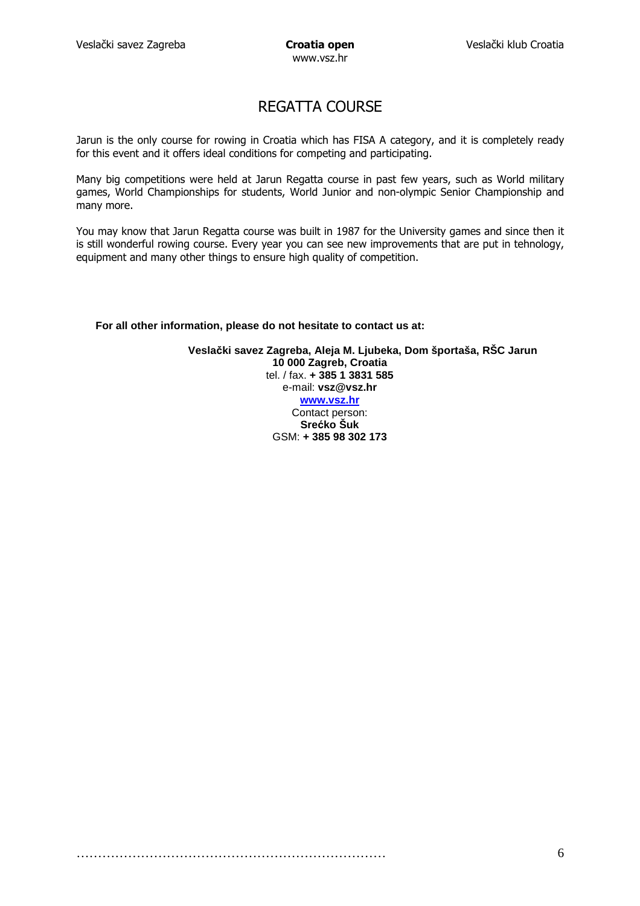# REGATTA COURSE

Jarun is the only course for rowing in Croatia which has FISA A category, and it is completely ready for this event and it offers ideal conditions for competing and participating.

Many big competitions were held at Jarun Regatta course in past few years, such as World military games, World Championships for students, World Junior and non-olympic Senior Championship and many more.

You may know that Jarun Regatta course was built in 1987 for the University games and since then it is still wonderful rowing course. Every year you can see new improvements that are put in tehnology, equipment and many other things to ensure high quality of competition.

**For all other information, please do not hesitate to contact us at:**

**Veslački savez Zagreba, Aleja M. Ljubeka, Dom športaša, RŠC Jarun**
**10 000 Zagreb, Croatia**
tel. / fax. **+ 385 1 3831 585**
e-mail: **vsz@vsz.hr**
**www.vsz.hr**
Contact person:
**Srećko Šuk**
GSM: **+ 385 98 302 173**